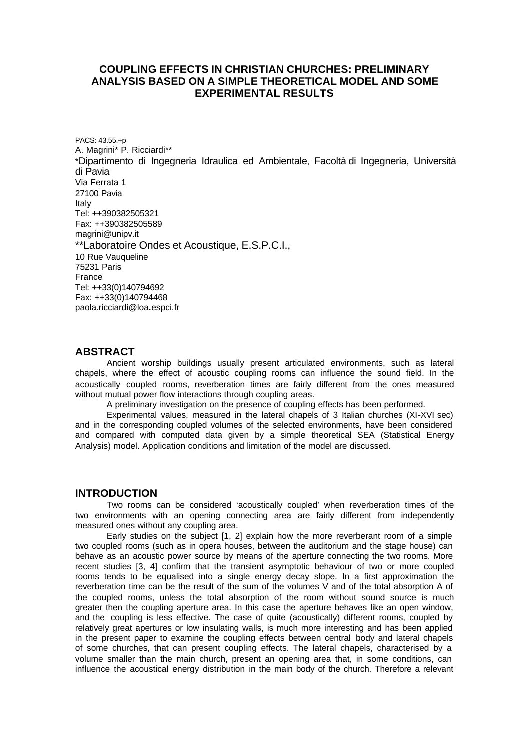# COUPLING EFFECTS IN CHRISTIAN CHURCHES: PRELIMINARY ANALYSIS BASED ON A SIMPLE THEORETICAL MODEL AND SOME EXPERIMENTAL RESULTS

PACS: 43.55.+p

A. Magrini* P. Ricciardi**

*Dipartimento di Ingegneria Idraulica ed Ambientale, Facoltà di Ingegneria, Università di Pavia
Via Ferrata 1
27100 Pavia
Italy
Tel: ++390382505321
Fax: ++390382505589
magrini@unipv.it

**Laboratoire Ondes et Acoustique, E.S.P.C.I.,
10 Rue Vauqueline
75231 Paris
France
Tel: ++33(0)140794692
Fax: ++33(0)140794468
paola.ricciardi@loa.espci.fr

## ABSTRACT

Ancient worship buildings usually present articulated environments, such as lateral chapels, where the effect of acoustic coupling rooms can influence the sound field. In the acoustically coupled rooms, reverberation times are fairly different from the ones measured without mutual power flow interactions through coupling areas.

A preliminary investigation on the presence of coupling effects has been performed.

Experimental values, measured in the lateral chapels of 3 Italian churches (XI-XVI sec) and in the corresponding coupled volumes of the selected environments, have been considered and compared with computed data given by a simple theoretical SEA (Statistical Energy Analysis) model. Application conditions and limitation of the model are discussed.

## INTRODUCTION

Two rooms can be considered 'acoustically coupled' when reverberation times of the two environments with an opening connecting area are fairly different from independently measured ones without any coupling area.

Early studies on the subject [1, 2] explain how the more reverberant room of a simple two coupled rooms (such as in opera houses, between the auditorium and the stage house) can behave as an acoustic power source by means of the aperture connecting the two rooms. More recent studies [3, 4] confirm that the transient asymptotic behaviour of two or more coupled rooms tends to be equalised into a single energy decay slope. In a first approximation the reverberation time can be the result of the sum of the volumes V and of the total absorption A of the coupled rooms, unless the total absorption of the room without sound source is much greater then the coupling aperture area. In this case the aperture behaves like an open window, and the coupling is less effective. The case of quite (acoustically) different rooms, coupled by relatively great apertures or low insulating walls, is much more interesting and has been applied in the present paper to examine the coupling effects between central body and lateral chapels of some churches, that can present coupling effects. The lateral chapels, characterised by a volume smaller than the main church, present an opening area that, in some conditions, can influence the acoustical energy distribution in the main body of the church. Therefore a relevant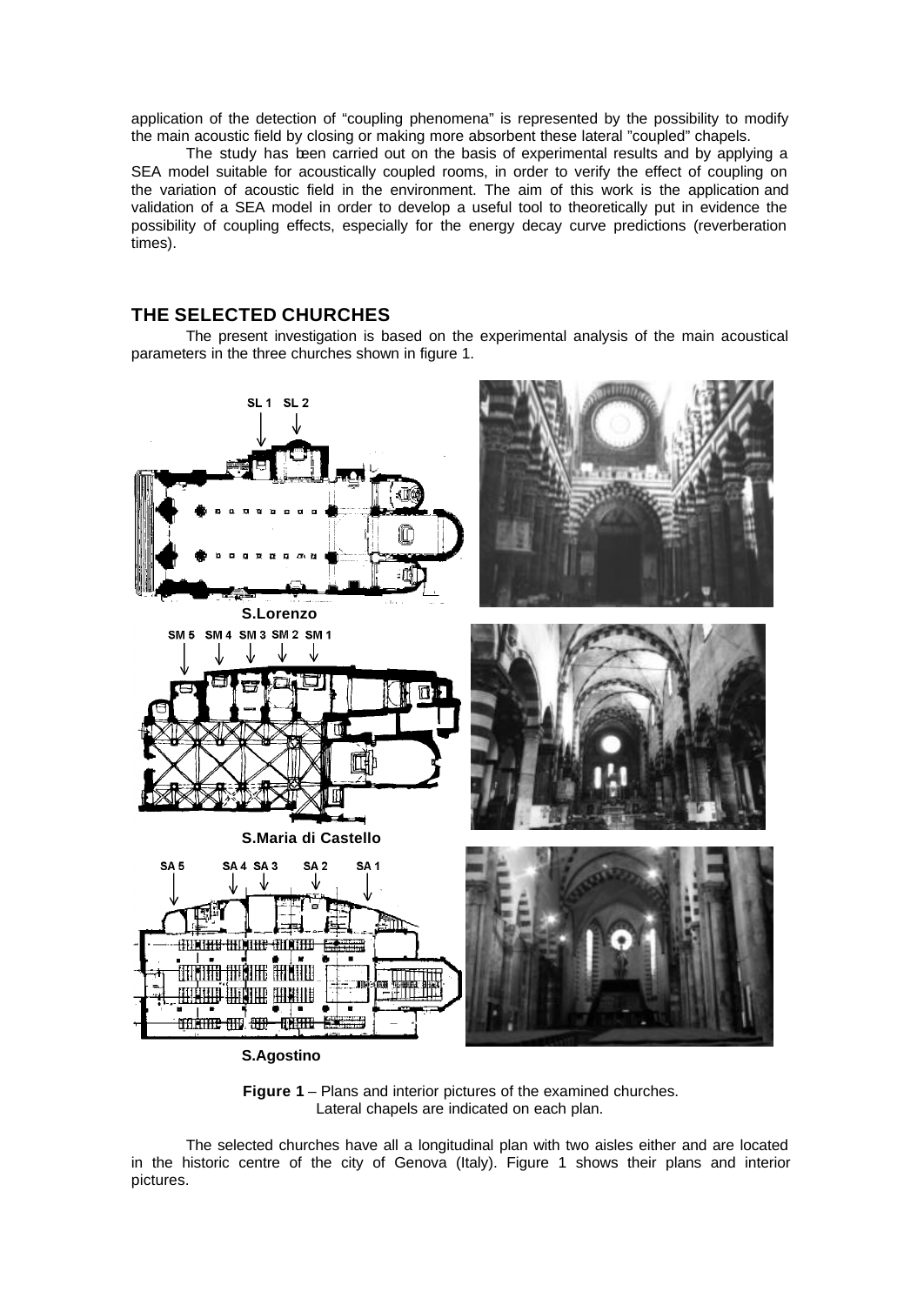application of the detection of "coupling phenomena" is represented by the possibility to modify the main acoustic field by closing or making more absorbent these lateral "coupled" chapels.

The study has been carried out on the basis of experimental results and by applying a SEA model suitable for acoustically coupled rooms, in order to verify the effect of coupling on the variation of acoustic field in the environment. The aim of this work is the application and validation of a SEA model in order to develop a useful tool to theoretically put in evidence the possibility of coupling effects, especially for the energy decay curve predictions (reverberation times).

## THE SELECTED CHURCHES

The present investigation is based on the experimental analysis of the main acoustical parameters in the three churches shown in figure 1.

**Figure 1** – Plans and interior pictures of the examined churches.
Lateral chapels are indicated on each plan.

The selected churches have all a longitudinal plan with two aisles either and are located in the historic centre of the city of Genova (Italy). Figure 1 shows their plans and interior pictures.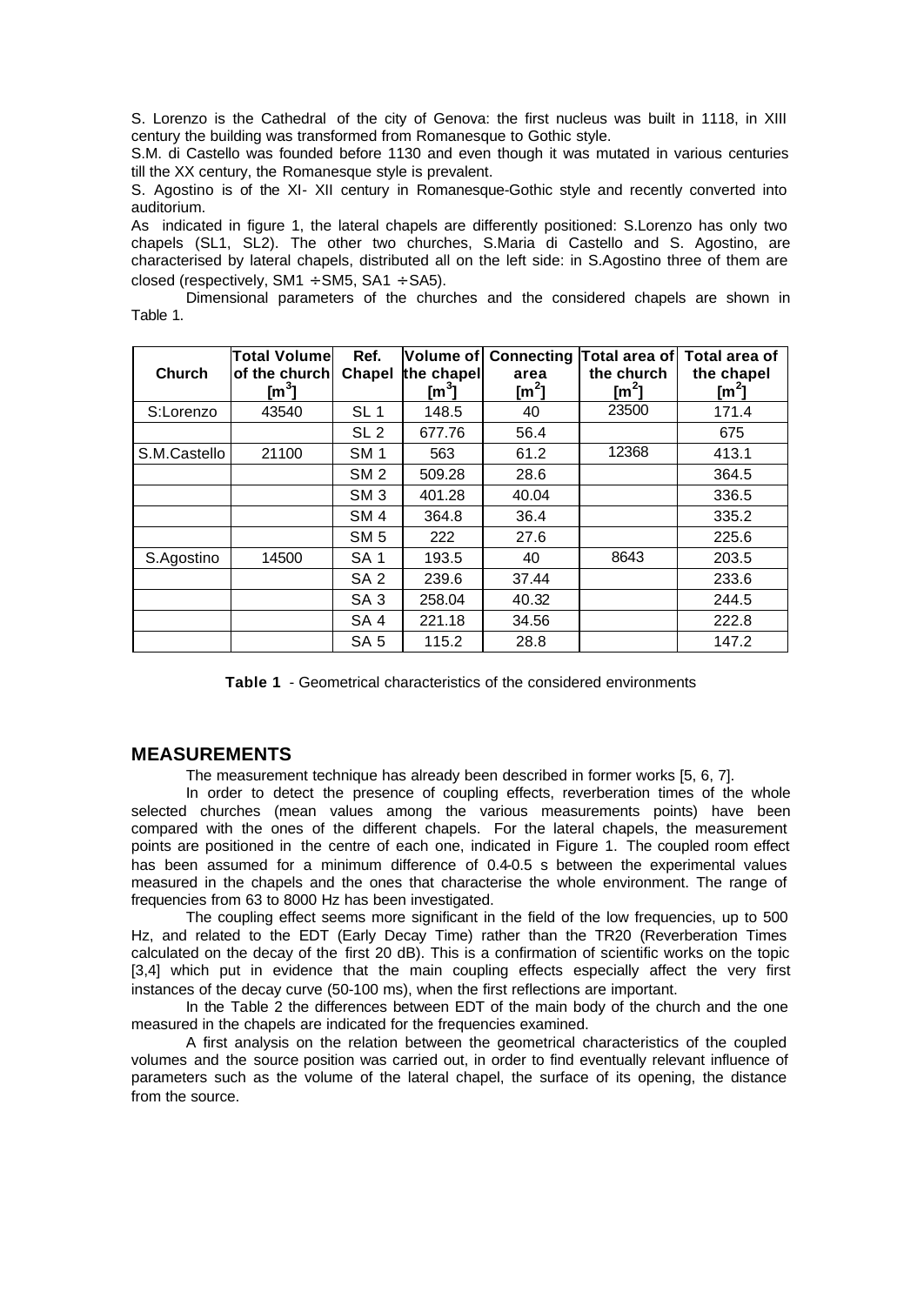S. Lorenzo is the Cathedral of the city of Genova: the first nucleus was built in 1118, in XIII century the building was transformed from Romanesque to Gothic style.

S.M. di Castello was founded before 1130 and even though it was mutated in various centuries till the XX century, the Romanesque style is prevalent.

S. Agostino is of the XI- XII century in Romanesque-Gothic style and recently converted into auditorium.

As indicated in figure 1, the lateral chapels are differently positioned: S.Lorenzo has only two chapels (SL1, SL2). The other two churches, S.Maria di Castello and S. Agostino, are characterised by lateral chapels, distributed all on the left side: in S.Agostino three of them are closed (respectively, SM1 ÷ SM5, SA1 ÷ SA5).

Dimensional parameters of the churches and the considered chapels are shown in Table 1.

| Church | Total Volume of the church [$m^3$] | Ref. Chapel | Volume of the chapel [$m^3$] | Connecting area [$m^2$] | Total area of the church [$m^2$] | Total area of the chapel [$m^2$] |
|---|---|---|---|---|---|---|
| S:Lorenzo | 43540 | SL 1 | 148.5 | 40 | 23500 | 171.4 |
| | | SL 2 | 677.76 | 56.4 | | 675 |
| S.M.Castello | 21100 | SM 1 | 563 | 61.2 | 12368 | 413.1 |
| | | SM 2 | 509.28 | 28.6 | | 364.5 |
| | | SM 3 | 401.28 | 40.04 | | 336.5 |
| | | SM 4 | 364.8 | 36.4 | | 335.2 |
| | | SM 5 | 222 | 27.6 | | 225.6 |
| S.Agostino | 14500 | SA 1 | 193.5 | 40 | 8643 | 203.5 |
| | | SA 2 | 239.6 | 37.44 | | 233.6 |
| | | SA 3 | 258.04 | 40.32 | | 244.5 |
| | | SA 4 | 221.18 | 34.56 | | 222.8 |
| | | SA 5 | 115.2 | 28.8 | | 147.2 |

**Table 1** - Geometrical characteristics of the considered environments

## MEASUREMENTS

The measurement technique has already been described in former works [5, 6, 7].

In order to detect the presence of coupling effects, reverberation times of the whole selected churches (mean values among the various measurements points) have been compared with the ones of the different chapels. For the lateral chapels, the measurement points are positioned in the centre of each one, indicated in Figure 1. The coupled room effect has been assumed for a minimum difference of 0.4-0.5 s between the experimental values measured in the chapels and the ones that characterise the whole environment. The range of frequencies from 63 to 8000 Hz has been investigated.

The coupling effect seems more significant in the field of the low frequencies, up to 500 Hz, and related to the EDT (Early Decay Time) rather than the TR20 (Reverberation Times calculated on the decay of the first 20 dB). This is a confirmation of scientific works on the topic [3,4] which put in evidence that the main coupling effects especially affect the very first instances of the decay curve (50-100 ms), when the first reflections are important.

In the Table 2 the differences between EDT of the main body of the church and the one measured in the chapels are indicated for the frequencies examined.

A first analysis on the relation between the geometrical characteristics of the coupled volumes and the source position was carried out, in order to find eventually relevant influence of parameters such as the volume of the lateral chapel, the surface of its opening, the distance from the source.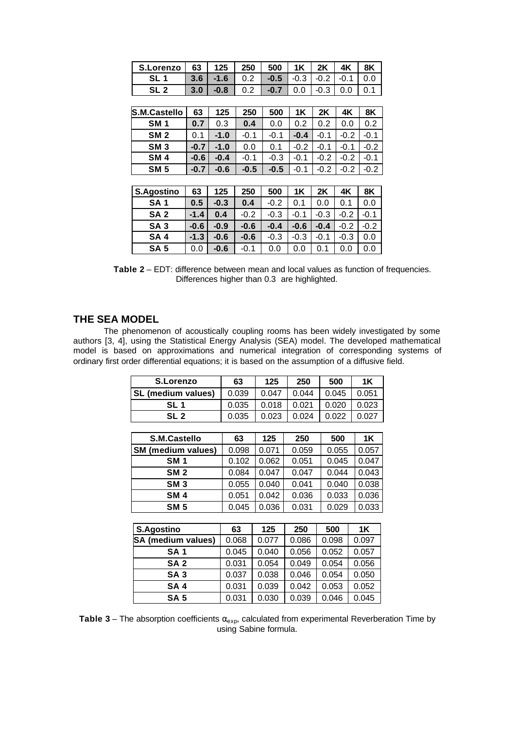| S.Lorenzo | 63 | 125 | 250 | 500 | 1K | 2K | 4K | 8K |
|---|---|---|---|---|---|---|---|---|
| SL 1 | **3.6** | **-1.6** | 0.2 | **-0.5** | -0.3 | -0.2 | -0.1 | 0.0 |
| SL 2 | **3.0** | **-0.8** | 0.2 | **-0.7** | 0.0 | -0.3 | 0.0 | 0.1 |

| S.M.Castello | 63 | 125 | 250 | 500 | 1K | 2K | 4K | 8K |
|---|---|---|---|---|---|---|---|---|
| SM 1 | **0.7** | 0.3 | **0.4** | 0.0 | 0.2 | 0.2 | 0.0 | 0.2 |
| SM 2 | 0.1 | **-1.0** | -0.1 | -0.1 | **-0.4** | -0.1 | -0.2 | -0.1 |
| SM 3 | **-0.7** | **-1.0** | 0.0 | 0.1 | -0.2 | -0.1 | -0.1 | -0.2 |
| SM 4 | **-0.6** | **-0.4** | -0.1 | -0.3 | -0.1 | -0.2 | -0.2 | -0.1 |
| SM 5 | **-0.7** | **-0.6** | **-0.5** | **-0.5** | -0.1 | -0.2 | -0.2 | -0.2 |

| S.Agostino | 63 | 125 | 250 | 500 | 1K | 2K | 4K | 8K |
|---|---|---|---|---|---|---|---|---|
| SA 1 | **0.5** | -0.3 | **0.4** | -0.2 | 0.1 | 0.0 | 0.1 | 0.0 |
| SA 2 | **-1.4** | **0.4** | -0.2 | -0.3 | -0.1 | -0.3 | -0.2 | -0.1 |
| SA 3 | **-0.6** | **-0.9** | **-0.6** | **-0.4** | **-0.6** | **-0.4** | -0.2 | -0.2 |
| SA 4 | **-1.3** | **-0.6** | **-0.6** | -0.3 | -0.3 | -0.1 | -0.3 | 0.0 |
| SA 5 | 0.0 | **-0.6** | -0.1 | 0.0 | 0.0 | 0.1 | 0.0 | 0.0 |

**Table 2** – EDT: difference between mean and local values as function of frequencies. Differences higher than 0.3 are highlighted.

## THE SEA MODEL

The phenomenon of acoustically coupling rooms has been widely investigated by some authors [3, 4], using the Statistical Energy Analysis (SEA) model. The developed mathematical model is based on approximations and numerical integration of corresponding systems of ordinary first order differential equations; it is based on the assumption of a diffusive field.

| S.Lorenzo | 63 | 125 | 250 | 500 | 1K |
|---|---|---|---|---|---|
| SL (medium values) | 0.039 | 0.047 | 0.044 | 0.045 | 0.051 |
| SL 1 | 0.035 | 0.018 | 0.021 | 0.020 | 0.023 |
| SL 2 | 0.035 | 0.023 | 0.024 | 0.022 | 0.027 |

| S.M.Castello | 63 | 125 | 250 | 500 | 1K |
|---|---|---|---|---|---|
| SM (medium values) | 0.098 | 0.071 | 0.059 | 0.055 | 0.057 |
| SM 1 | 0.102 | 0.062 | 0.051 | 0.045 | 0.047 |
| SM 2 | 0.084 | 0.047 | 0.047 | 0.044 | 0.043 |
| SM 3 | 0.055 | 0.040 | 0.041 | 0.040 | 0.038 |
| SM 4 | 0.051 | 0.042 | 0.036 | 0.033 | 0.036 |
| SM 5 | 0.045 | 0.036 | 0.031 | 0.029 | 0.033 |

| S.Agostino | 63 | 125 | 250 | 500 | 1K |
|---|---|---|---|---|---|
| SA (medium values) | 0.068 | 0.077 | 0.086 | 0.098 | 0.097 |
| SA 1 | 0.045 | 0.040 | 0.056 | 0.052 | 0.057 |
| SA 2 | 0.031 | 0.054 | 0.049 | 0.054 | 0.056 |
| SA 3 | 0.037 | 0.038 | 0.046 | 0.054 | 0.050 |
| SA 4 | 0.031 | 0.039 | 0.042 | 0.053 | 0.052 |
| SA 5 | 0.031 | 0.030 | 0.039 | 0.046 | 0.045 |

**Table 3** – The absorption coefficients $\alpha_{exp}$, calculated from experimental Reverberation Time by using Sabine formula.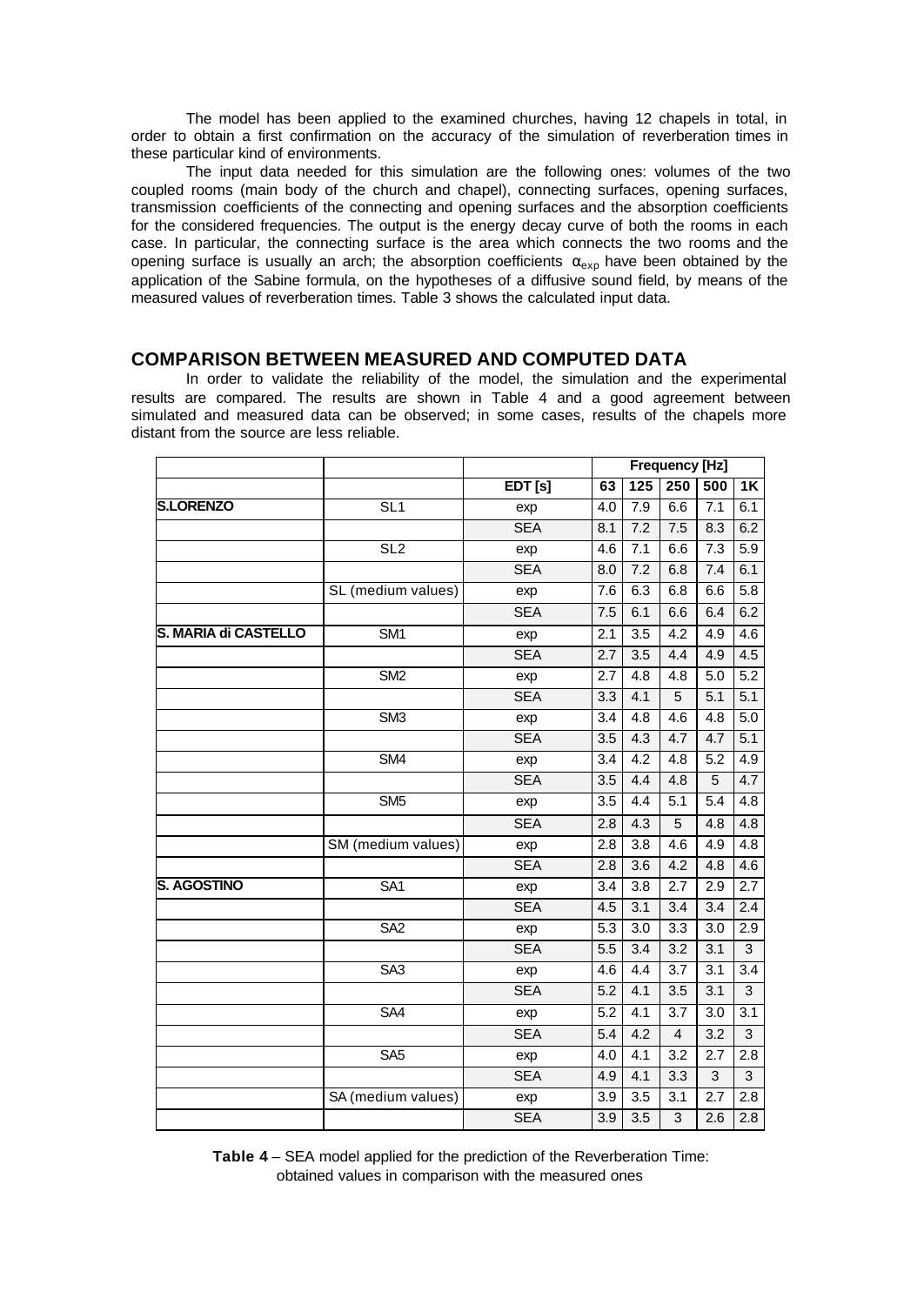The model has been applied to the examined churches, having 12 chapels in total, in order to obtain a first confirmation on the accuracy of the simulation of reverberation times in these particular kind of environments.

The input data needed for this simulation are the following ones: volumes of the two coupled rooms (main body of the church and chapel), connecting surfaces, opening surfaces, transmission coefficients of the connecting and opening surfaces and the absorption coefficients for the considered frequencies. The output is the energy decay curve of both the rooms in each case. In particular, the connecting surface is the area which connects the two rooms and the opening surface is usually an arch; the absorption coefficients $\alpha_{exp}$ have been obtained by the application of the Sabine formula, on the hypotheses of a diffusive sound field, by means of the measured values of reverberation times. Table 3 shows the calculated input data.

## COMPARISON BETWEEN MEASURED AND COMPUTED DATA

In order to validate the reliability of the model, the simulation and the experimental results are compared. The results are shown in Table 4 and a good agreement between simulated and measured data can be observed; in some cases, results of the chapels more distant from the source are less reliable.

| | | | Frequency [Hz] | | | | |
|---|---|---|---|---|---|---|---|
| | | EDT [s] | 63 | 125 | 250 | 500 | 1K |
| **S.LORENZO** | SL1 | exp | 4.0 | 7.9 | 6.6 | 7.1 | 6.1 |
| | | SEA | 8.1 | 7.2 | 7.5 | 8.3 | 6.2 |
| | SL2 | exp | 4.6 | 7.1 | 6.6 | 7.3 | 5.9 |
| | | SEA | 8.0 | 7.2 | 6.8 | 7.4 | 6.1 |
| | SL (medium values) | exp | 7.6 | 6.3 | 6.8 | 6.6 | 5.8 |
| | | SEA | 7.5 | 6.1 | 6.6 | 6.4 | 6.2 |
| **S. MARIA di CASTELLO** | SM1 | exp | 2.1 | 3.5 | 4.2 | 4.9 | 4.6 |
| | | SEA | 2.7 | 3.5 | 4.4 | 4.9 | 4.5 |
| | SM2 | exp | 2.7 | 4.8 | 4.8 | 5.0 | 5.2 |
| | | SEA | 3.3 | 4.1 | 5 | 5.1 | 5.1 |
| | SM3 | exp | 3.4 | 4.8 | 4.6 | 4.8 | 5.0 |
| | | SEA | 3.5 | 4.3 | 4.7 | 4.7 | 5.1 |
| | SM4 | exp | 3.4 | 4.2 | 4.8 | 5.2 | 4.9 |
| | | SEA | 3.5 | 4.4 | 4.8 | 5 | 4.7 |
| | SM5 | exp | 3.5 | 4.4 | 5.1 | 5.4 | 4.8 |
| | | SEA | 2.8 | 4.3 | 5 | 4.8 | 4.8 |
| | SM (medium values) | exp | 2.8 | 3.8 | 4.6 | 4.9 | 4.8 |
| | | SEA | 2.8 | 3.6 | 4.2 | 4.8 | 4.6 |
| **S. AGOSTINO** | SA1 | exp | 3.4 | 3.8 | 2.7 | 2.9 | 2.7 |
| | | SEA | 4.5 | 3.1 | 3.4 | 3.4 | 2.4 |
| | SA2 | exp | 5.3 | 3.0 | 3.3 | 3.0 | 2.9 |
| | | SEA | 5.5 | 3.4 | 3.2 | 3.1 | 3 |
| | SA3 | exp | 4.6 | 4.4 | 3.7 | 3.1 | 3.4 |
| | | SEA | 5.2 | 4.1 | 3.5 | 3.1 | 3 |
| | SA4 | exp | 5.2 | 4.1 | 3.7 | 3.0 | 3.1 |
| | | SEA | 5.4 | 4.2 | 4 | 3.2 | 3 |
| | SA5 | exp | 4.0 | 4.1 | 3.2 | 2.7 | 2.8 |
| | | SEA | 4.9 | 4.1 | 3.3 | 3 | 3 |
| | SA (medium values) | exp | 3.9 | 3.5 | 3.1 | 2.7 | 2.8 |
| | | SEA | 3.9 | 3.5 | 3 | 2.6 | 2.8 |

**Table 4** – SEA model applied for the prediction of the Reverberation Time: obtained values in comparison with the measured ones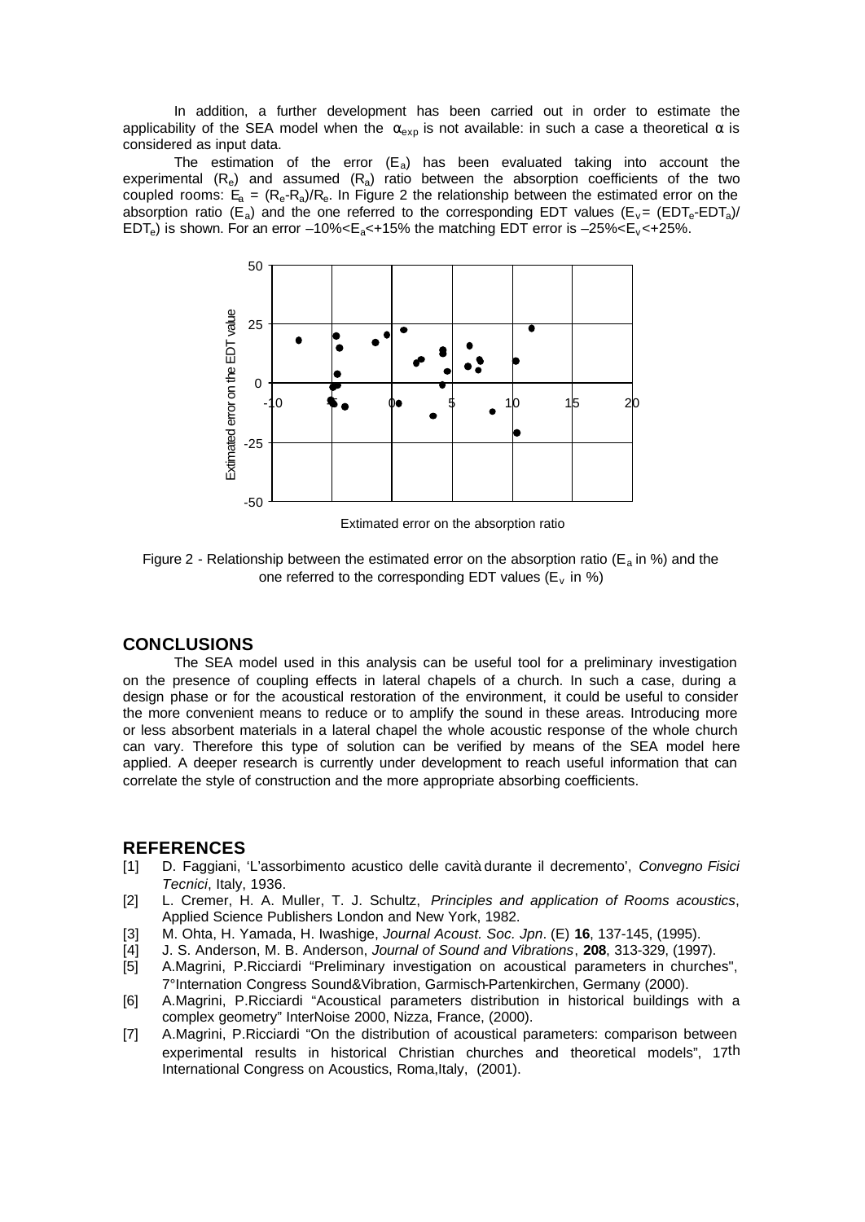In addition, a further development has been carried out in order to estimate the applicability of the SEA model when the $\alpha_{exp}$ is not available: in such a case a theoretical $\alpha$ is considered as input data.

The estimation of the error ($E_a$) has been evaluated taking into account the experimental ($R_e$) and assumed ($R_a$) ratio between the absorption coefficients of the two coupled rooms: $E_a = (R_e-R_a)/R_e$. In Figure 2 the relationship between the estimated error on the absorption ratio ($E_a$) and the one referred to the corresponding EDT values ($E_v = (EDT_e-EDT_a)/EDT_e$) is shown. For an error $-10\% < E_a < +15\%$ the matching EDT error is $-25\% < E_v < +25\%$.

Extimated error on the EDT value

50
25
0
-25
-50

-10
-5
0
5
10
15
20

Extimated error on the absorption ratio

Figure 2 - Relationship between the estimated error on the absorption ratio ($E_a$ in %) and the one referred to the corresponding EDT values ($E_v$ in %)

## CONCLUSIONS

The SEA model used in this analysis can be useful tool for a preliminary investigation on the presence of coupling effects in lateral chapels of a church. In such a case, during a design phase or for the acoustical restoration of the environment, it could be useful to consider the more convenient means to reduce or to amplify the sound in these areas. Introducing more or less absorbent materials in a lateral chapel the whole acoustic response of the whole church can vary. Therefore this type of solution can be verified by means of the SEA model here applied. A deeper research is currently under development to reach useful information that can correlate the style of construction and the more appropriate absorbing coefficients.

## REFERENCES

[1] D. Faggiani, 'L'assorbimento acustico delle cavità durante il decremento', *Convegno Fisici Tecnici*, Italy, 1936.

[2] L. Cremer, H. A. Muller, T. J. Schultz, *Principles and application of Rooms acoustics*, Applied Science Publishers London and New York, 1982.

[3] M. Ohta, H. Yamada, H. Iwashige, *Journal Acoust. Soc. Jpn*. (E) **16**, 137-145, (1995).

[4] J. S. Anderson, M. B. Anderson, *Journal of Sound and Vibrations*, **208**, 313-329, (1997).

[5] A.Magrini, P.Ricciardi "Preliminary investigation on acoustical parameters in churches", 7°Internation Congress Sound&Vibration, Garmisch-Partenkirchen, Germany (2000).

[6] A.Magrini, P.Ricciardi "Acoustical parameters distribution in historical buildings with a complex geometry" InterNoise 2000, Nizza, France, (2000).

[7] A.Magrini, P.Ricciardi "On the distribution of acoustical parameters: comparison between experimental results in historical Christian churches and theoretical models", 17th International Congress on Acoustics, Roma,Italy, (2001).